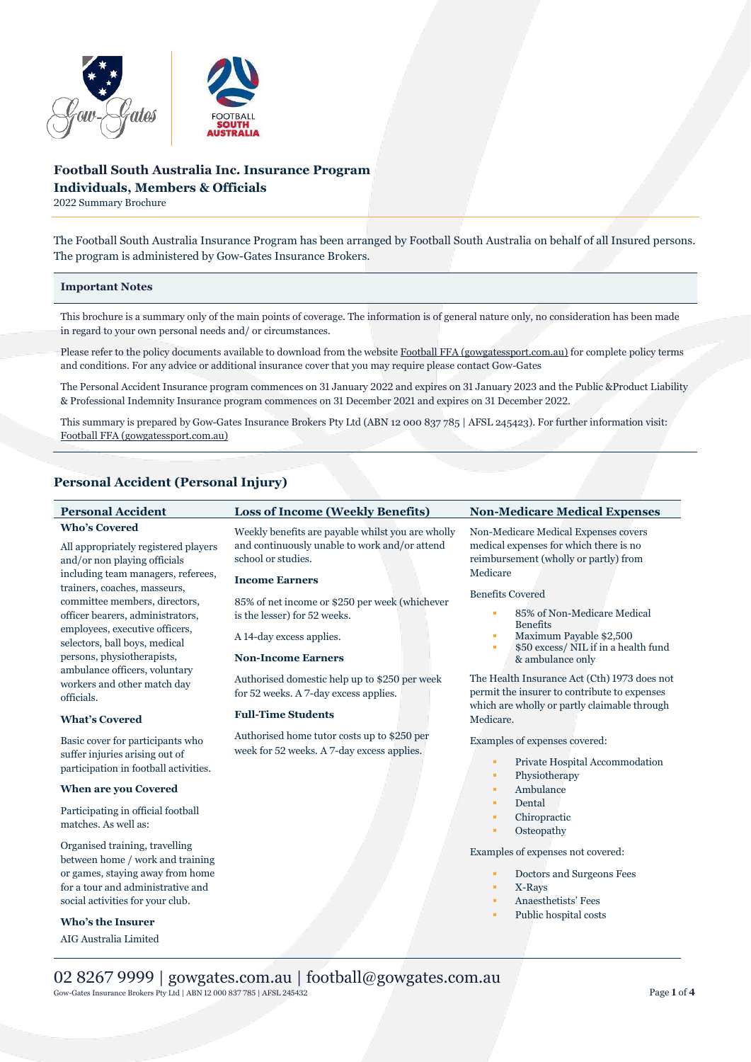# Football South Australia Inc. Insurance Program

## Individuals, Members & Officials

2022 Summary Brochure

The Football South Australia Insurance Program has been arranged by Football South Australia on behalf of all Insured persons. The program is administered by Gow-Gates Insurance Brokers.

### Important Notes

This brochure is a summary only of the main points of coverage. The information is of general nature only, no consideration has been made in regard to your own personal needs and/ or circumstances.

Please refer to the policy documents available to download from the website Football FFA (gowgatessport.com.au) for complete policy terms and conditions. For any advice or additional insurance cover that you may require please contact Gow-Gates

The Personal Accident Insurance program commences on 31 January 2022 and expires on 31 January 2023 and the Public &Product Liability & Professional Indemnity Insurance program commences on 31 December 2021 and expires on 31 December 2022.

This summary is prepared by Gow-Gates Insurance Brokers Pty Ltd (ABN 12 000 837 785 | AFSL 245423). For further information visit: Football FFA (gowgatessport.com.au)

## Personal Accident (Personal Injury)

### Personal Accident

**Who's Covered**

All appropriately registered players and/or non playing officials including team managers, referees, trainers, coaches, masseurs, committee members, directors, officer bearers, administrators, employees, executive officers, selectors, ball boys, medical persons, physiotherapists, ambulance officers, voluntary workers and other match day officials.

**What's Covered**

Basic cover for participants who suffer injuries arising out of participation in football activities.

**When are you Covered**

Participating in official football matches. As well as:

Organised training, travelling between home / work and training or games, staying away from home for a tour and administrative and social activities for your club.

**Who's the Insurer**

AIG Australia Limited

### Loss of Income (Weekly Benefits)

Weekly benefits are payable whilst you are wholly and continuously unable to work and/or attend school or studies.

**Income Earners**

85% of net income or $250 per week (whichever is the lesser) for 52 weeks.

A 14-day excess applies.

**Non-Income Earners**

Authorised domestic help up to $250 per week for 52 weeks. A 7-day excess applies.

**Full-Time Students**

Authorised home tutor costs up to $250 per week for 52 weeks. A 7-day excess applies.

### Non-Medicare Medical Expenses

Non-Medicare Medical Expenses covers medical expenses for which there is no reimbursement (wholly or partly) from Medicare

Benefits Covered

- 85% of Non-Medicare Medical Benefits
- Maximum Payable $2,500
- $50 excess/ NIL if in a health fund & ambulance only

The Health Insurance Act (Cth) 1973 does not permit the insurer to contribute to expenses which are wholly or partly claimable through Medicare.

Examples of expenses covered:

- Private Hospital Accommodation
- Physiotherapy
- Ambulance
- Dental
- Chiropractic
- Osteopathy

Examples of expenses not covered:

- Doctors and Surgeons Fees
- X-Rays
- Anaesthetists' Fees
- Public hospital costs

02 8267 9999 | gowgates.com.au | football@gowgates.com.au

Gow-Gates Insurance Brokers Pty Ltd | ABN 12 000 837 785 | AFSL 245432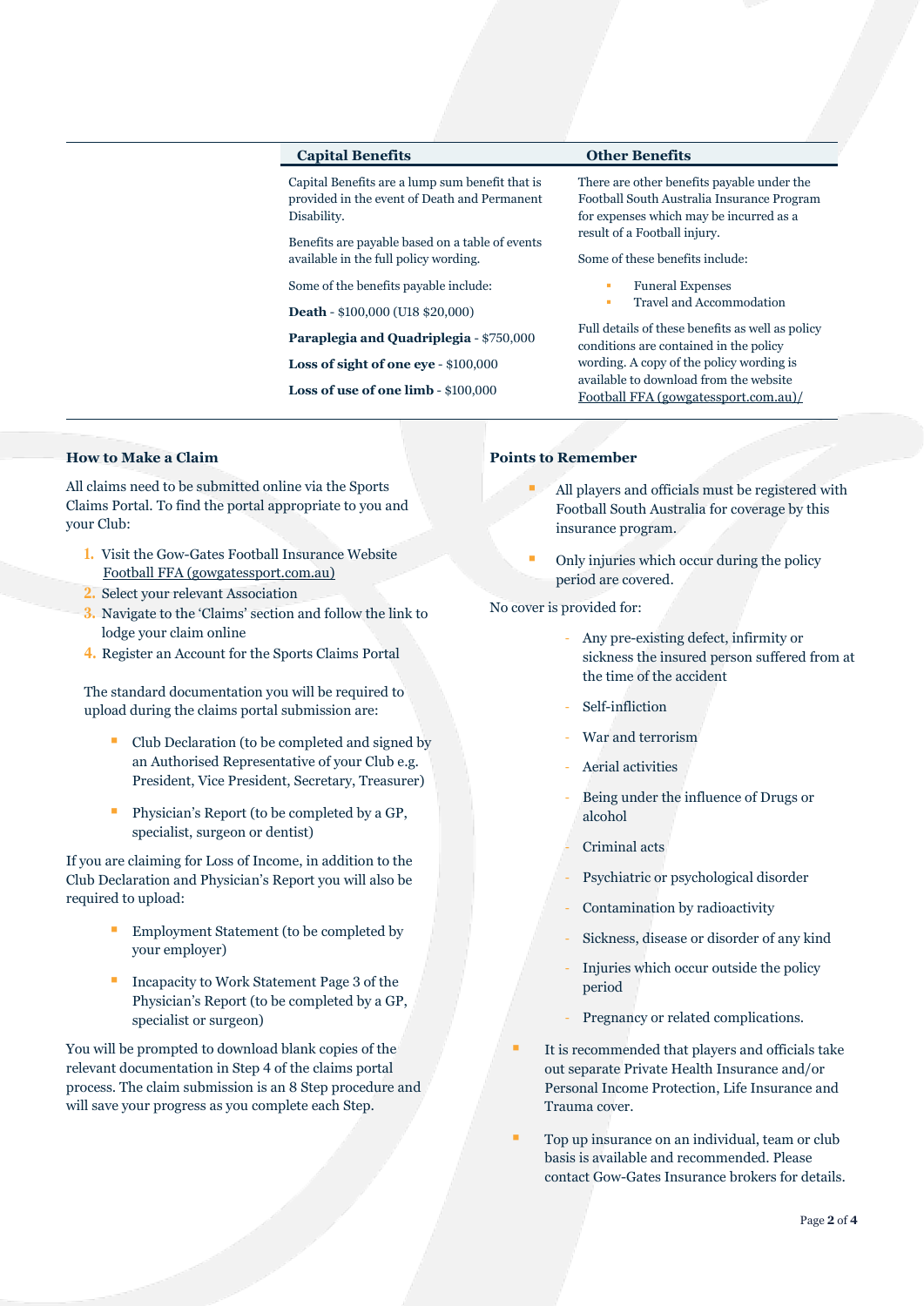## Capital Benefits

Capital Benefits are a lump sum benefit that is provided in the event of Death and Permanent Disability.

Benefits are payable based on a table of events available in the full policy wording.

Some of the benefits payable include:

**Death** - $100,000 (U18 $20,000)

**Paraplegia and Quadriplegia** - $750,000

**Loss of sight of one eye** - $100,000

**Loss of use of one limb** - $100,000

## Other Benefits

There are other benefits payable under the Football South Australia Insurance Program for expenses which may be incurred as a result of a Football injury.

Some of these benefits include:

- Funeral Expenses
- Travel and Accommodation

Full details of these benefits as well as policy conditions are contained in the policy wording. A copy of the policy wording is available to download from the website Football FFA (gowgatessport.com.au)/

## How to Make a Claim

All claims need to be submitted online via the Sports Claims Portal. To find the portal appropriate to you and your Club:

1. Visit the Gow-Gates Football Insurance Website Football FFA (gowgatessport.com.au)
2. Select your relevant Association
3. Navigate to the 'Claims' section and follow the link to lodge your claim online
4. Register an Account for the Sports Claims Portal

The standard documentation you will be required to upload during the claims portal submission are:

- Club Declaration (to be completed and signed by an Authorised Representative of your Club e.g. President, Vice President, Secretary, Treasurer)
- Physician's Report (to be completed by a GP, specialist, surgeon or dentist)

If you are claiming for Loss of Income, in addition to the Club Declaration and Physician's Report you will also be required to upload:

- Employment Statement (to be completed by your employer)
- Incapacity to Work Statement Page 3 of the Physician's Report (to be completed by a GP, specialist or surgeon)

You will be prompted to download blank copies of the relevant documentation in Step 4 of the claims portal process. The claim submission is an 8 Step procedure and will save your progress as you complete each Step.

## Points to Remember

- All players and officials must be registered with Football South Australia for coverage by this insurance program.
- Only injuries which occur during the policy period are covered.

No cover is provided for:

- Any pre-existing defect, infirmity or sickness the insured person suffered from at the time of the accident
- Self-infliction
- War and terrorism
- Aerial activities
- Being under the influence of Drugs or alcohol
- Criminal acts
- Psychiatric or psychological disorder
- Contamination by radioactivity
- Sickness, disease or disorder of any kind
- Injuries which occur outside the policy period
- Pregnancy or related complications.

- It is recommended that players and officials take out separate Private Health Insurance and/or Personal Income Protection, Life Insurance and Trauma cover.
- Top up insurance on an individual, team or club basis is available and recommended. Please contact Gow-Gates Insurance brokers for details.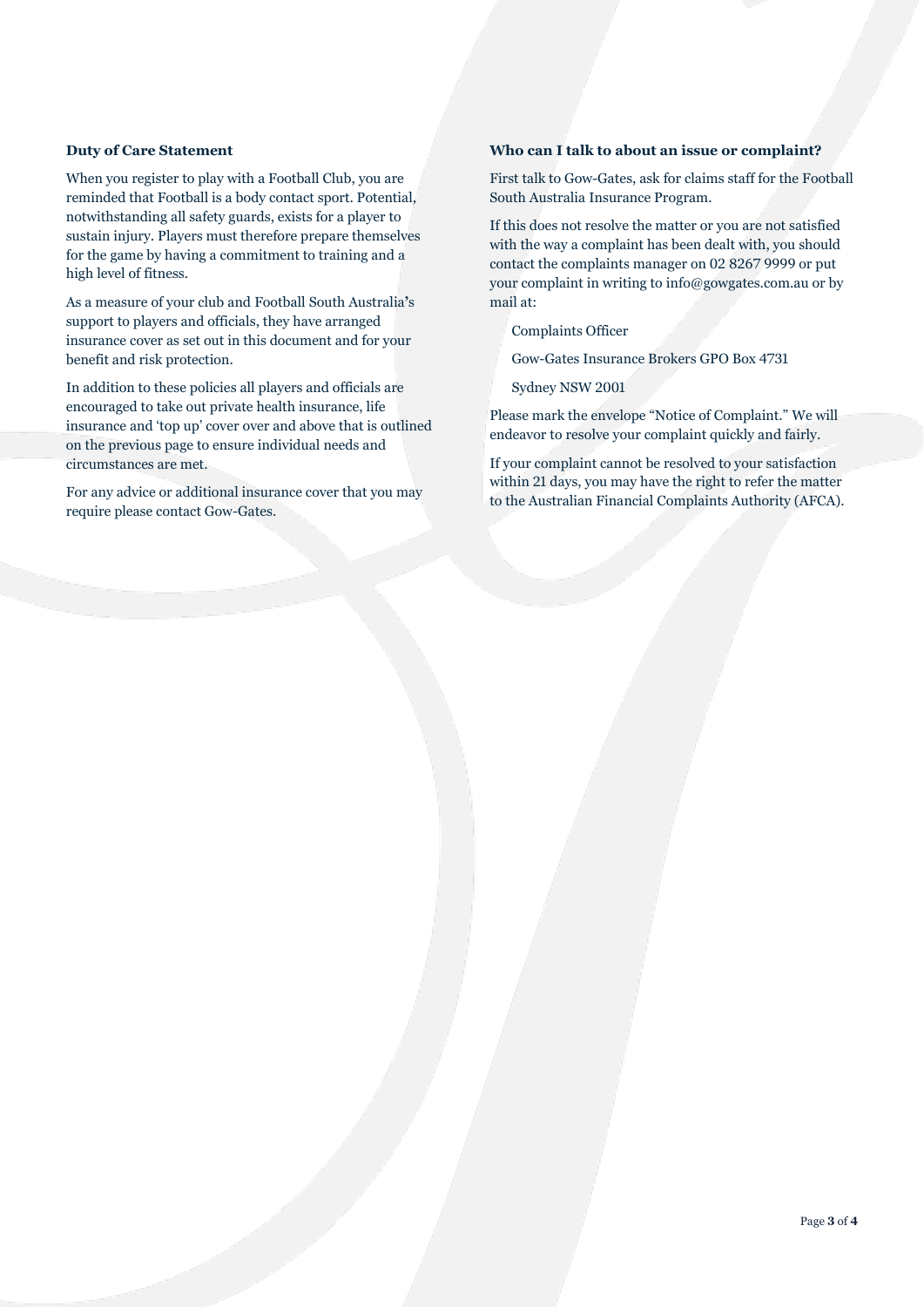### Duty of Care Statement

When you register to play with a Football Club, you are reminded that Football is a body contact sport. Potential, notwithstanding all safety guards, exists for a player to sustain injury. Players must therefore prepare themselves for the game by having a commitment to training and a high level of fitness.

As a measure of your club and Football South Australia's support to players and officials, they have arranged insurance cover as set out in this document and for your benefit and risk protection.

In addition to these policies all players and officials are encouraged to take out private health insurance, life insurance and 'top up' cover over and above that is outlined on the previous page to ensure individual needs and circumstances are met.

For any advice or additional insurance cover that you may require please contact Gow-Gates.

### Who can I talk to about an issue or complaint?

First talk to Gow-Gates, ask for claims staff for the Football South Australia Insurance Program.

If this does not resolve the matter or you are not satisfied with the way a complaint has been dealt with, you should contact the complaints manager on 02 8267 9999 or put your complaint in writing to info@gowgates.com.au or by mail at:

Complaints Officer

Gow-Gates Insurance Brokers GPO Box 4731

Sydney NSW 2001

Please mark the envelope "Notice of Complaint." We will endeavor to resolve your complaint quickly and fairly.

If your complaint cannot be resolved to your satisfaction within 21 days, you may have the right to refer the matter to the Australian Financial Complaints Authority (AFCA).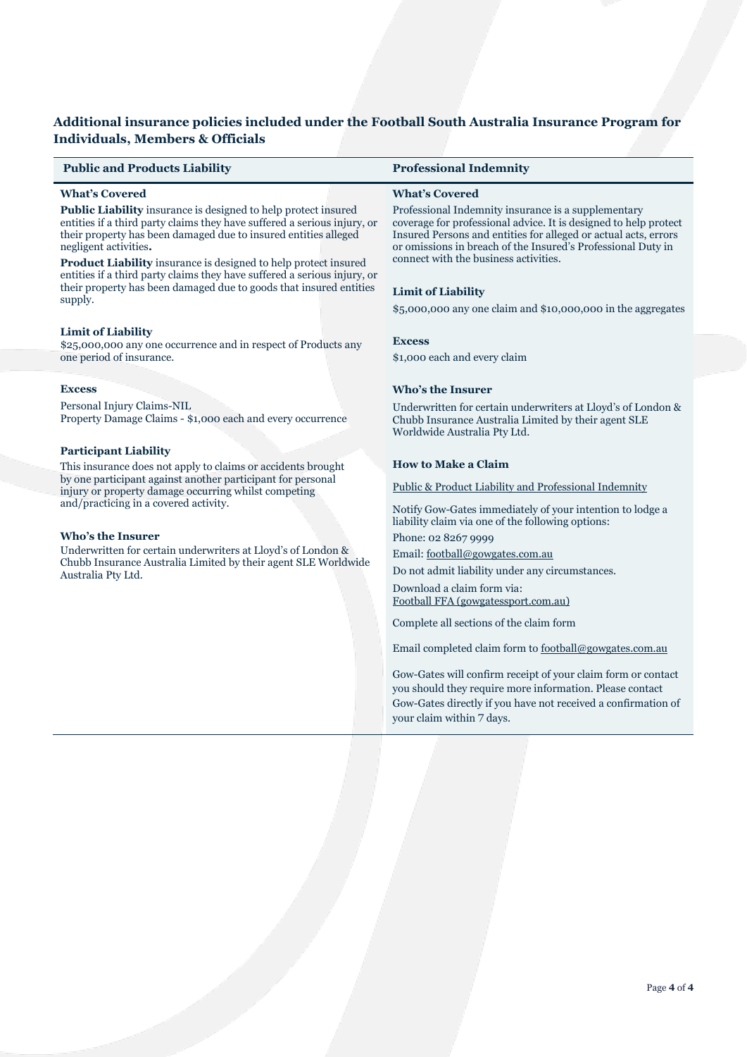## Additional insurance policies included under the Football South Australia Insurance Program for Individuals, Members & Officials

### Public and Products Liability

**What's Covered**

**Public Liability** insurance is designed to help protect insured entities if a third party claims they have suffered a serious injury, or their property has been damaged due to insured entities alleged negligent activities**.**

**Product Liability** insurance is designed to help protect insured entities if a third party claims they have suffered a serious injury, or their property has been damaged due to goods that insured entities supply.

**Limit of Liability**

$25,000,000 any one occurrence and in respect of Products any one period of insurance.

**Excess**

Personal Injury Claims-NIL
Property Damage Claims - $1,000 each and every occurrence

**Participant Liability**

This insurance does not apply to claims or accidents brought by one participant against another participant for personal injury or property damage occurring whilst competing and/practicing in a covered activity.

**Who's the Insurer**

Underwritten for certain underwriters at Lloyd's of London & Chubb Insurance Australia Limited by their agent SLE Worldwide Australia Pty Ltd.

### Professional Indemnity

**What's Covered**

Professional Indemnity insurance is a supplementary coverage for professional advice. It is designed to help protect Insured Persons and entities for alleged or actual acts, errors or omissions in breach of the Insured's Professional Duty in connect with the business activities.

**Limit of Liability**

$5,000,000 any one claim and $10,000,000 in the aggregates

**Excess**

$1,000 each and every claim

**Who's the Insurer**

Underwritten for certain underwriters at Lloyd's of London & Chubb Insurance Australia Limited by their agent SLE Worldwide Australia Pty Ltd.

**How to Make a Claim**

Public & Product Liability and Professional Indemnity

Notify Gow-Gates immediately of your intention to lodge a liability claim via one of the following options:

Phone: 02 8267 9999

Email: football@gowgates.com.au

Do not admit liability under any circumstances.

Download a claim form via:
Football FFA (gowgatessport.com.au)

Complete all sections of the claim form

Email completed claim form to football@gowgates.com.au

Gow-Gates will confirm receipt of your claim form or contact you should they require more information. Please contact Gow-Gates directly if you have not received a confirmation of your claim within 7 days.